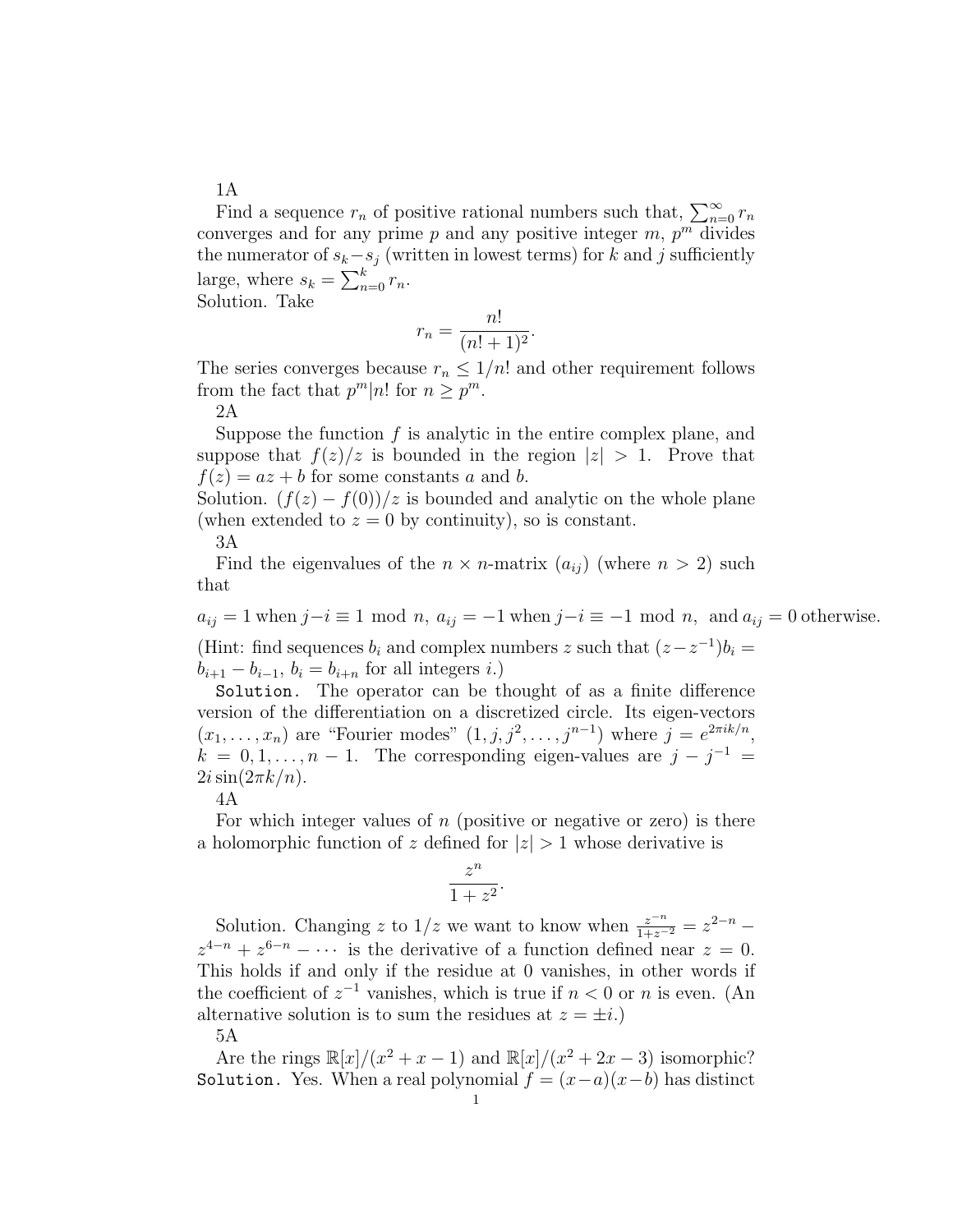1A

Find a sequence $r_n$ of positive rational numbers such that, $\sum_{n=0}^{\infty} r_n$ converges and for any prime $p$ and any positive integer $m$, $p^m$ divides the numerator of $s_k - s_j$ (written in lowest terms) for $k$ and $j$ sufficiently large, where $s_k = \sum_{n=0}^{k} r_n$.

Solution. Take

$$r_n = \frac{n!}{(n!+1)^2}.$$

The series converges because $r_n \leq 1/n!$ and other requirement follows from the fact that $p^m | n!$ for $n \geq p^m$.

2A

Suppose the function $f$ is analytic in the entire complex plane, and suppose that $f(z)/z$ is bounded in the region $|z| > 1$. Prove that $f(z) = az + b$ for some constants $a$ and $b$.

Solution. $(f(z) - f(0))/z$ is bounded and analytic on the whole plane (when extended to $z = 0$ by continuity), so is constant.

3A

Find the eigenvalues of the $n \times n$-matrix $(a_{ij})$ (where $n > 2$) such that

$$a_{ij} = 1 \text{ when } j - i \equiv 1 \bmod n,\ a_{ij} = -1 \text{ when } j - i \equiv -1 \bmod n, \text{ and } a_{ij} = 0 \text{ otherwise.}$$

(Hint: find sequences $b_i$ and complex numbers $z$ such that $(z - z^{-1})b_i = b_{i+1} - b_{i-1}$, $b_i = b_{i+n}$ for all integers $i$.)

Solution. The operator can be thought of as a finite difference version of the differentiation on a discretized circle. Its eigen-vectors $(x_1, \ldots, x_n)$ are "Fourier modes" $(1, j, j^2, \ldots, j^{n-1})$ where $j = e^{2\pi i k/n}$, $k = 0, 1, \ldots, n-1$. The corresponding eigen-values are $j - j^{-1} = 2i \sin(2\pi k/n)$.

4A

For which integer values of $n$ (positive or negative or zero) is there a holomorphic function of $z$ defined for $|z| > 1$ whose derivative is

$$\frac{z^n}{1+z^2}.$$

Solution. Changing $z$ to $1/z$ we want to know when $\frac{z^{-n}}{1+z^{-2}} = z^{2-n} - z^{4-n} + z^{6-n} - \cdots$ is the derivative of a function defined near $z = 0$. This holds if and only if the residue at 0 vanishes, in other words if the coefficient of $z^{-1}$ vanishes, which is true if $n < 0$ or $n$ is even. (An alternative solution is to sum the residues at $z = \pm i$.)

5A

Are the rings $\mathbb{R}[x]/(x^2 + x - 1)$ and $\mathbb{R}[x]/(x^2 + 2x - 3)$ isomorphic?

Solution. Yes. When a real polynomial $f = (x-a)(x-b)$ has distinct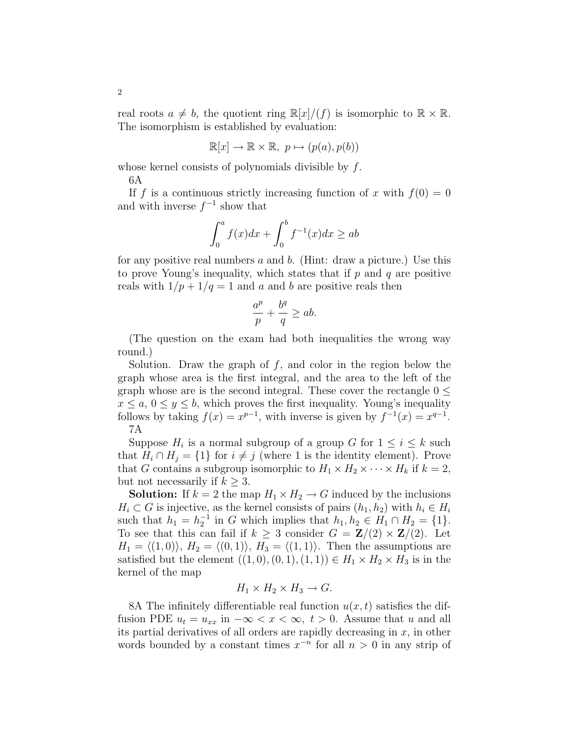real roots $a \neq b$, the quotient ring $\mathbb{R}[x]/(f)$ is isomorphic to $\mathbb{R} \times \mathbb{R}$. The isomorphism is established by evaluation:

$$\mathbb{R}[x] \to \mathbb{R} \times \mathbb{R},\ p \mapsto (p(a), p(b))$$

whose kernel consists of polynomials divisible by $f$.

6A

If $f$ is a continuous strictly increasing function of $x$ with $f(0) = 0$ and with inverse $f^{-1}$ show that

$$\int_0^a f(x)dx + \int_0^b f^{-1}(x)dx \geq ab$$

for any positive real numbers $a$ and $b$. (Hint: draw a picture.) Use this to prove Young's inequality, which states that if $p$ and $q$ are positive reals with $1/p + 1/q = 1$ and $a$ and $b$ are positive reals then

$$\frac{a^p}{p} + \frac{b^q}{q} \geq ab.$$

(The question on the exam had both inequalities the wrong way round.)

Solution. Draw the graph of $f$, and color in the region below the graph whose area is the first integral, and the area to the left of the graph whose are is the second integral. These cover the rectangle $0 \leq x \leq a$, $0 \leq y \leq b$, which proves the first inequality. Young's inequality follows by taking $f(x) = x^{p-1}$, with inverse is given by $f^{-1}(x) = x^{q-1}$.

7A

Suppose $H_i$ is a normal subgroup of a group $G$ for $1 \leq i \leq k$ such that $H_i \cap H_j = \{1\}$ for $i \neq j$ (where 1 is the identity element). Prove that $G$ contains a subgroup isomorphic to $H_1 \times H_2 \times \cdots \times H_k$ if $k = 2$, but not necessarily if $k \geq 3$.

**Solution:** If $k = 2$ the map $H_1 \times H_2 \to G$ induced by the inclusions $H_i \subset G$ is injective, as the kernel consists of pairs $(h_1, h_2)$ with $h_i \in H_i$ such that $h_1 = h_2^{-1}$ in $G$ which implies that $h_1, h_2 \in H_1 \cap H_2 = \{1\}$. To see that this can fail if $k \geq 3$ consider $G = \mathbf{Z}/(2) \times \mathbf{Z}/(2)$. Let $H_1 = \langle(1,0)\rangle$, $H_2 = \langle(0,1)\rangle$, $H_3 = \langle(1,1)\rangle$. Then the assumptions are satisfied but the element $((1,0),(0,1),(1,1)) \in H_1 \times H_2 \times H_3$ is in the kernel of the map

$$H_1 \times H_2 \times H_3 \to G.$$

8A The infinitely differentiable real function $u(x,t)$ satisfies the diffusion PDE $u_t = u_{xx}$ in $-\infty < x < \infty$, $t > 0$. Assume that $u$ and all its partial derivatives of all orders are rapidly decreasing in $x$, in other words bounded by a constant times $x^{-n}$ for all $n > 0$ in any strip of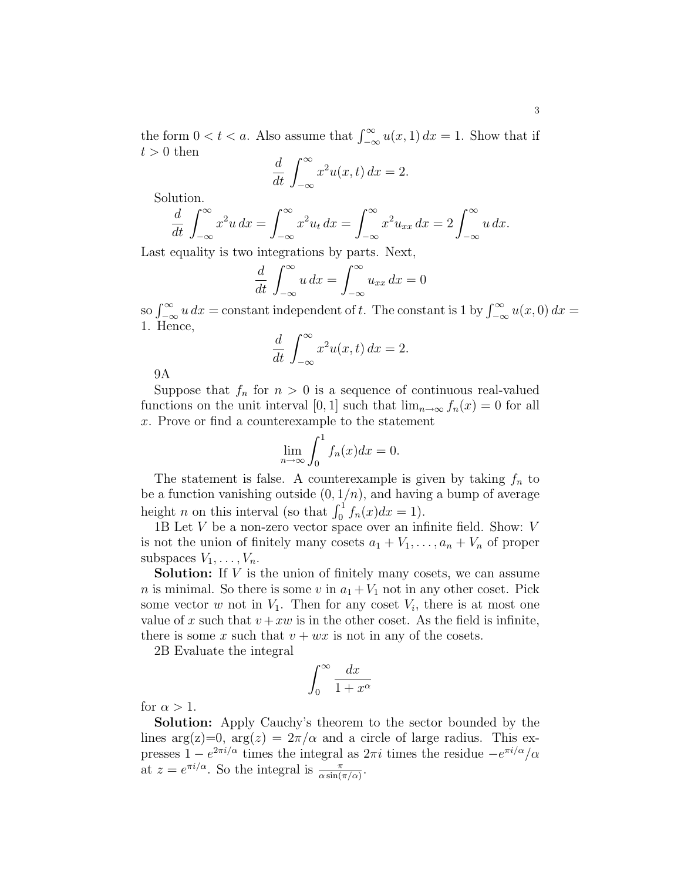the form $0 < t < a$. Also assume that $\int_{-\infty}^{\infty} u(x,1)\,dx = 1$. Show that if $t > 0$ then

$$\frac{d}{dt}\int_{-\infty}^{\infty} x^2 u(x,t)\,dx = 2.$$

Solution.

$$\frac{d}{dt}\int_{-\infty}^{\infty} x^2 u\,dx = \int_{-\infty}^{\infty} x^2 u_t\,dx = \int_{-\infty}^{\infty} x^2 u_{xx}\,dx = 2\int_{-\infty}^{\infty} u\,dx.$$

Last equality is two integrations by parts. Next,

$$\frac{d}{dt}\int_{-\infty}^{\infty} u\,dx = \int_{-\infty}^{\infty} u_{xx}\,dx = 0$$

so $\int_{-\infty}^{\infty} u\,dx =$ constant independent of $t$. The constant is 1 by $\int_{-\infty}^{\infty} u(x,0)\,dx = 1$. Hence,

$$\frac{d}{dt}\int_{-\infty}^{\infty} x^2 u(x,t)\,dx = 2.$$

9A

Suppose that $f_n$ for $n > 0$ is a sequence of continuous real-valued functions on the unit interval $[0,1]$ such that $\lim_{n\to\infty} f_n(x) = 0$ for all $x$. Prove or find a counterexample to the statement

$$\lim_{n\to\infty}\int_0^1 f_n(x)dx = 0.$$

The statement is false. A counterexample is given by taking $f_n$ to be a function vanishing outside $(0, 1/n)$, and having a bump of average height $n$ on this interval (so that $\int_0^1 f_n(x)dx = 1$).

1B Let $V$ be a non-zero vector space over an infinite field. Show: $V$ is not the union of finitely many cosets $a_1 + V_1, \ldots, a_n + V_n$ of proper subspaces $V_1, \ldots, V_n$.

**Solution:** If $V$ is the union of finitely many cosets, we can assume $n$ is minimal. So there is some $v$ in $a_1 + V_1$ not in any other coset. Pick some vector $w$ not in $V_1$. Then for any coset $V_i$, there is at most one value of $x$ such that $v + xw$ is in the other coset. As the field is infinite, there is some $x$ such that $v + wx$ is not in any of the cosets.

2B Evaluate the integral

$$\int_0^{\infty}\frac{dx}{1+x^{\alpha}}$$

for $\alpha > 1$.

**Solution:** Apply Cauchy's theorem to the sector bounded by the lines arg(z)=0, $\arg(z) = 2\pi/\alpha$ and a circle of large radius. This expresses $1 - e^{2\pi i/\alpha}$ times the integral as $2\pi i$ times the residue $-e^{\pi i/\alpha}/\alpha$ at $z = e^{\pi i/\alpha}$. So the integral is $\frac{\pi}{\alpha\sin(\pi/\alpha)}$.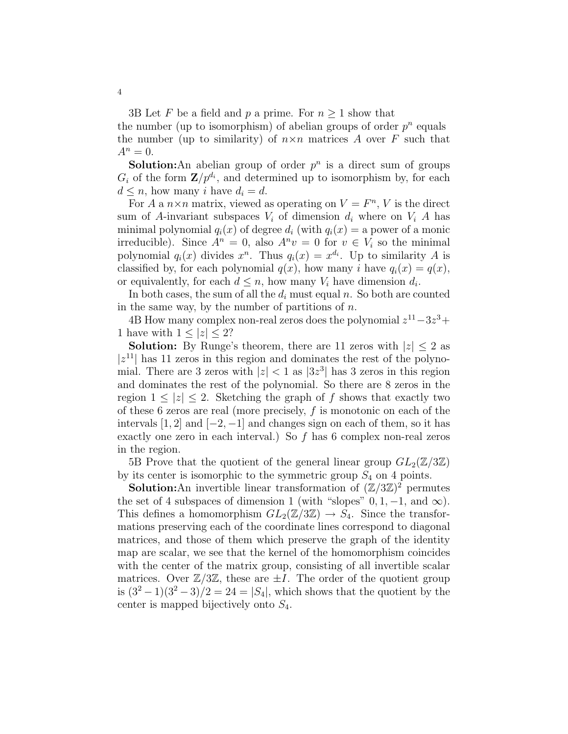3B Let $F$ be a field and $p$ a prime. For $n \geq 1$ show that the number (up to isomorphism) of abelian groups of order $p^n$ equals the number (up to similarity) of $n \times n$ matrices $A$ over $F$ such that $A^n = 0$.

**Solution:** An abelian group of order $p^n$ is a direct sum of groups $G_i$ of the form $\mathbf{Z}/p^{d_i}$, and determined up to isomorphism by, for each $d \leq n$, how many $i$ have $d_i = d$.

For $A$ a $n \times n$ matrix, viewed as operating on $V = F^n$, $V$ is the direct sum of $A$-invariant subspaces $V_i$ of dimension $d_i$ where on $V_i$ $A$ has minimal polynomial $q_i(x)$ of degree $d_i$ (with $q_i(x) =$ a power of a monic irreducible). Since $A^n = 0$, also $A^n v = 0$ for $v \in V_i$ so the minimal polynomial $q_i(x)$ divides $x^n$. Thus $q_i(x) = x^{d_i}$. Up to similarity $A$ is classified by, for each polynomial $q(x)$, how many $i$ have $q_i(x) = q(x)$, or equivalently, for each $d \leq n$, how many $V_i$ have dimension $d_i$.

In both cases, the sum of all the $d_i$ must equal $n$. So both are counted in the same way, by the number of partitions of $n$.

4B How many complex non-real zeros does the polynomial $z^{11} - 3z^3 + 1$ have with $1 \leq |z| \leq 2$?

**Solution:** By Runge's theorem, there are 11 zeros with $|z| \leq 2$ as $|z^{11}|$ has 11 zeros in this region and dominates the rest of the polynomial. There are 3 zeros with $|z| < 1$ as $|3z^3|$ has 3 zeros in this region and dominates the rest of the polynomial. So there are 8 zeros in the region $1 \leq |z| \leq 2$. Sketching the graph of $f$ shows that exactly two of these 6 zeros are real (more precisely, $f$ is monotonic on each of the intervals $[1, 2]$ and $[-2, -1]$ and changes sign on each of them, so it has exactly one zero in each interval.) So $f$ has 6 complex non-real zeros in the region.

5B Prove that the quotient of the general linear group $GL_2(\mathbb{Z}/3\mathbb{Z})$ by its center is isomorphic to the symmetric group $S_4$ on 4 points.

**Solution:** An invertible linear transformation of $(\mathbb{Z}/3\mathbb{Z})^2$ permutes the set of 4 subspaces of dimension 1 (with "slopes" $0, 1, -1$, and $\infty$). This defines a homomorphism $GL_2(\mathbb{Z}/3\mathbb{Z}) \to S_4$. Since the transformations preserving each of the coordinate lines correspond to diagonal matrices, and those of them which preserve the graph of the identity map are scalar, we see that the kernel of the homomorphism coincides with the center of the matrix group, consisting of all invertible scalar matrices. Over $\mathbb{Z}/3\mathbb{Z}$, these are $\pm I$. The order of the quotient group is $(3^2 - 1)(3^2 - 3)/2 = 24 = |S_4|$, which shows that the quotient by the center is mapped bijectively onto $S_4$.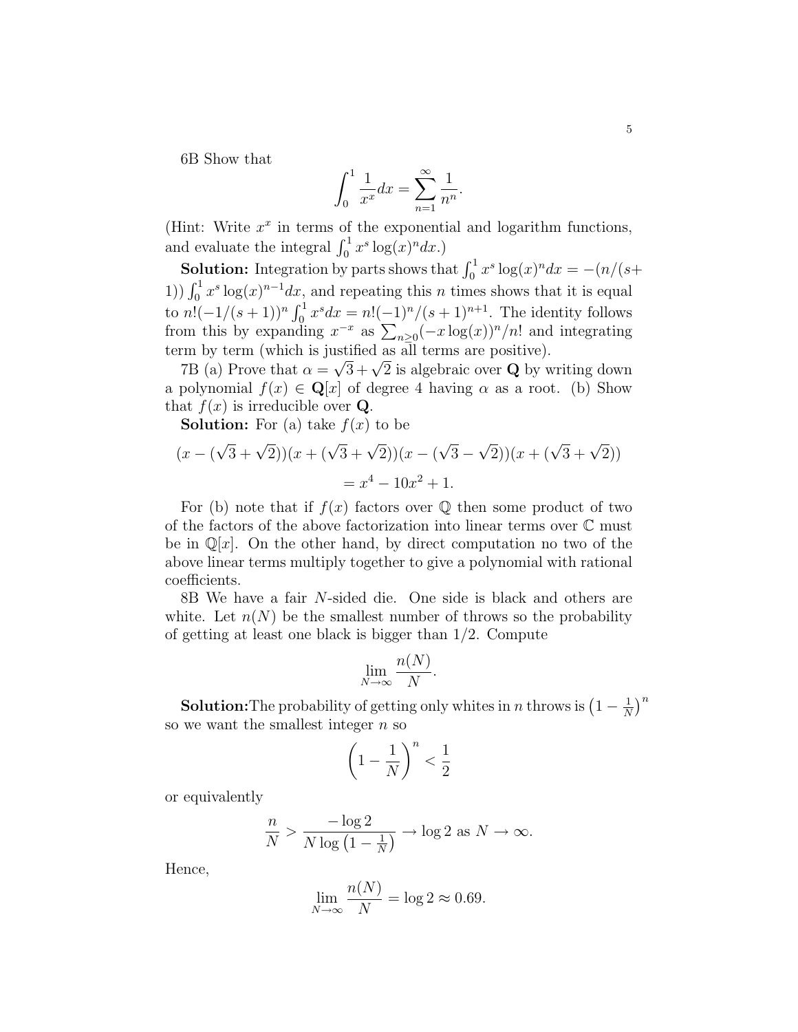6B Show that

$$\int_0^1 \frac{1}{x^x} dx = \sum_{n=1}^{\infty} \frac{1}{n^n}.$$

(Hint: Write $x^x$ in terms of the exponential and logarithm functions, and evaluate the integral $\int_0^1 x^s \log(x)^n dx$.)

**Solution:** Integration by parts shows that $\int_0^1 x^s \log(x)^n dx = -(n/(s+1)) \int_0^1 x^s \log(x)^{n-1} dx$, and repeating this $n$ times shows that it is equal to $n!(-1/(s+1))^n \int_0^1 x^s dx = n!(-1)^n/(s+1)^{n+1}$. The identity follows from this by expanding $x^{-x}$ as $\sum_{n \geq 0} (-x \log(x))^n/n!$ and integrating term by term (which is justified as all terms are positive).

7B (a) Prove that $\alpha = \sqrt{3} + \sqrt{2}$ is algebraic over $\mathbf{Q}$ by writing down a polynomial $f(x) \in \mathbf{Q}[x]$ of degree 4 having $\alpha$ as a root. (b) Show that $f(x)$ is irreducible over $\mathbf{Q}$.

**Solution:** For (a) take $f(x)$ to be

$$(x - (\sqrt{3} + \sqrt{2}))(x + (\sqrt{3} + \sqrt{2}))(x - (\sqrt{3} - \sqrt{2}))(x + (\sqrt{3} + \sqrt{2}))$$
$$= x^4 - 10x^2 + 1.$$

For (b) note that if $f(x)$ factors over $\mathbb{Q}$ then some product of two of the factors of the above factorization into linear terms over $\mathbb{C}$ must be in $\mathbb{Q}[x]$. On the other hand, by direct computation no two of the above linear terms multiply together to give a polynomial with rational coefficients.

8B We have a fair $N$-sided die. One side is black and others are white. Let $n(N)$ be the smallest number of throws so the probability of getting at least one black is bigger than $1/2$. Compute

$$\lim_{N \to \infty} \frac{n(N)}{N}.$$

**Solution:** The probability of getting only whites in $n$ throws is $\left(1 - \frac{1}{N}\right)^n$ so we want the smallest integer $n$ so

$$\left(1 - \frac{1}{N}\right)^n < \frac{1}{2}$$

or equivalently

$$\frac{n}{N} > \frac{-\log 2}{N \log\left(1 - \frac{1}{N}\right)} \to \log 2 \text{ as } N \to \infty.$$

Hence,

$$\lim_{N \to \infty} \frac{n(N)}{N} = \log 2 \approx 0.69.$$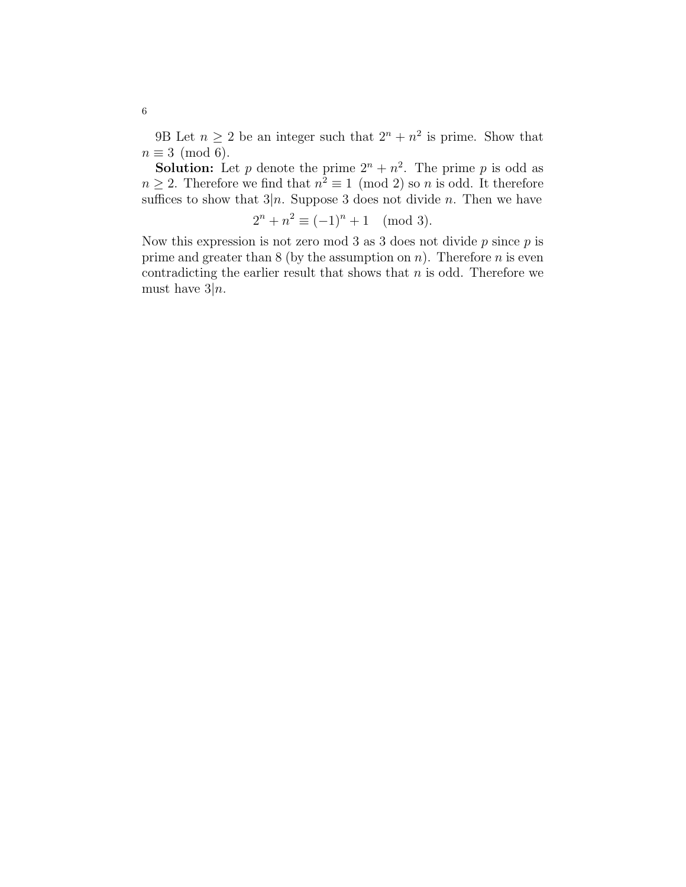9B Let $n \geq 2$ be an integer such that $2^n + n^2$ is prime. Show that $n \equiv 3 \pmod 6$.

**Solution:** Let $p$ denote the prime $2^n + n^2$. The prime $p$ is odd as $n \geq 2$. Therefore we find that $n^2 \equiv 1 \pmod 2$ so $n$ is odd. It therefore suffices to show that $3|n$. Suppose 3 does not divide $n$. Then we have

$$2^n + n^2 \equiv (-1)^n + 1 \pmod 3.$$

Now this expression is not zero mod 3 as 3 does not divide $p$ since $p$ is prime and greater than 8 (by the assumption on $n$). Therefore $n$ is even contradicting the earlier result that shows that $n$ is odd. Therefore we must have $3|n$.